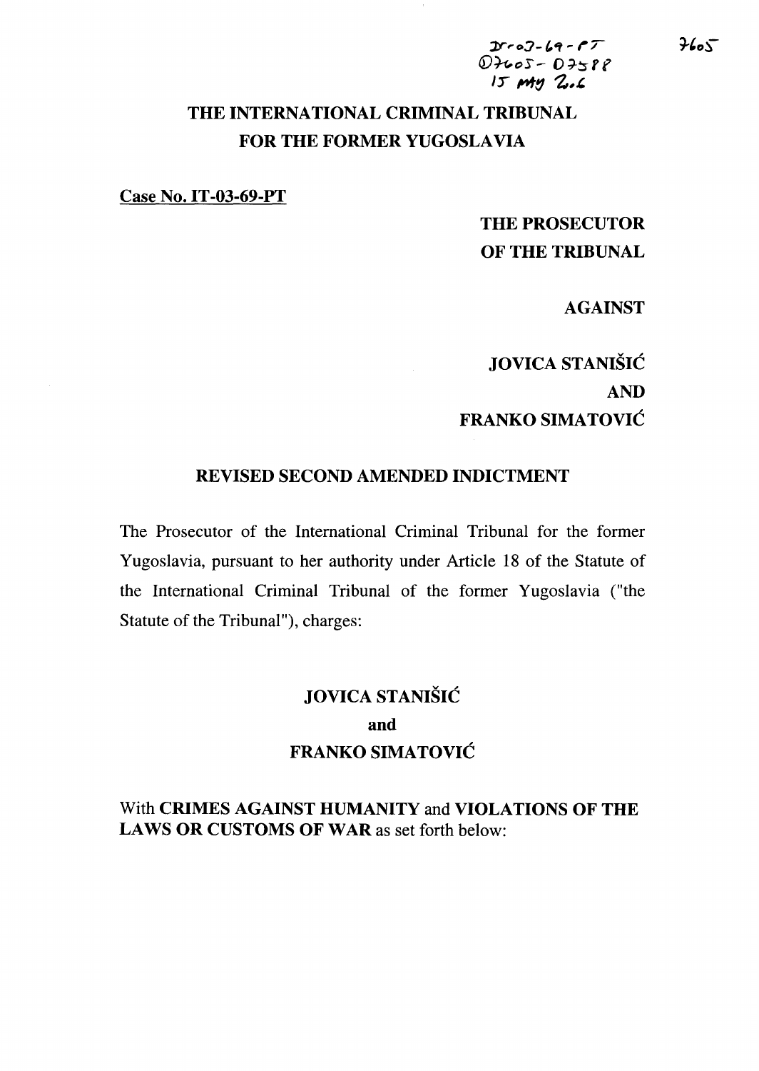IT-03-69-PT
D7605 - D7588
15 May 2006

# THE INTERNATIONAL CRIMINAL TRIBUNAL FOR THE FORMER YUGOSLAVIA

**Case No. IT-03-69-PT**

**THE PROSECUTOR**
**OF THE TRIBUNAL**

**AGAINST**

**JOVICA STANIŠIĆ**
**AND**
**FRANKO SIMATOVIĆ**

## REVISED SECOND AMENDED INDICTMENT

The Prosecutor of the International Criminal Tribunal for the former Yugoslavia, pursuant to her authority under Article 18 of the Statute of the International Criminal Tribunal of the former Yugoslavia ("the Statute of the Tribunal"), charges:

**JOVICA STANIŠIĆ**
**and**
**FRANKO SIMATOVIĆ**

With **CRIMES AGAINST HUMANITY** and **VIOLATIONS OF THE LAWS OR CUSTOMS OF WAR** as set forth below: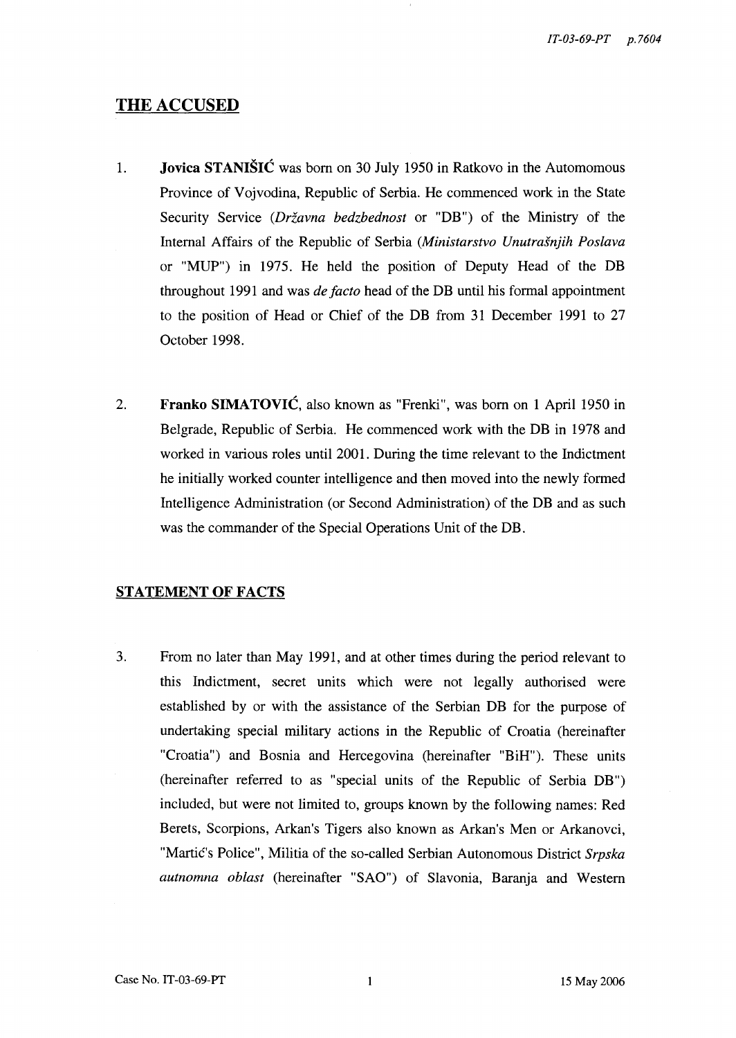## THE ACCUSED

1. **Jovica STANIŠIĆ** was born on 30 July 1950 in Ratkovo in the Automomous Province of Vojvodina, Republic of Serbia. He commenced work in the State Security Service (*Državna bedzbednost* or "DB") of the Ministry of the Internal Affairs of the Republic of Serbia (*Ministarstvo Unutrašnjih Poslava* or "MUP") in 1975. He held the position of Deputy Head of the DB throughout 1991 and was *de facto* head of the DB until his formal appointment to the position of Head or Chief of the DB from 31 December 1991 to 27 October 1998.

2. **Franko SIMATOVIĆ**, also known as "Frenki", was born on 1 April 1950 in Belgrade, Republic of Serbia. He commenced work with the DB in 1978 and worked in various roles until 2001. During the time relevant to the Indictment he initially worked counter intelligence and then moved into the newly formed Intelligence Administration (or Second Administration) of the DB and as such was the commander of the Special Operations Unit of the DB.

## STATEMENT OF FACTS

3. From no later than May 1991, and at other times during the period relevant to this Indictment, secret units which were not legally authorised were established by or with the assistance of the Serbian DB for the purpose of undertaking special military actions in the Republic of Croatia (hereinafter "Croatia") and Bosnia and Hercegovina (hereinafter "BiH"). These units (hereinafter referred to as "special units of the Republic of Serbia DB") included, but were not limited to, groups known by the following names: Red Berets, Scorpions, Arkan's Tigers also known as Arkan's Men or Arkanovci, "Martić's Police", Militia of the so-called Serbian Autonomous District *Srpska autnomna oblast* (hereinafter "SAO") of Slavonia, Baranja and Western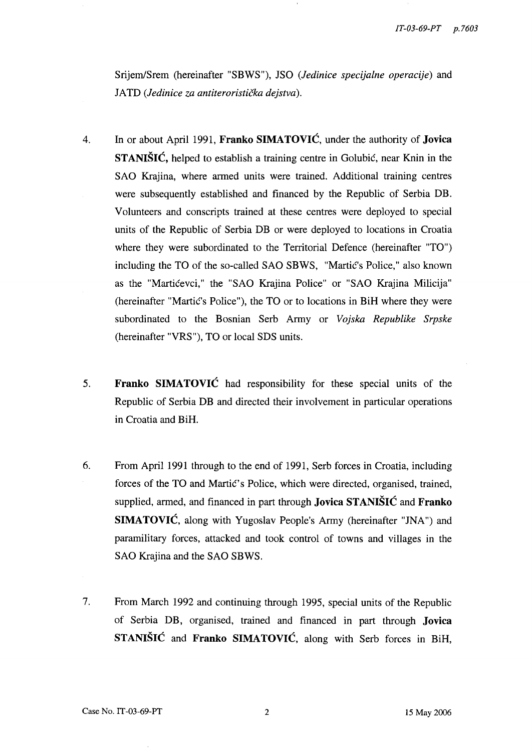Srijem/Srem (hereinafter "SBWS"), JSO (*Jedinice specijalne operacije*) and JATD (*Jedinice za antiteroristička dejstva*).

4. In or about April 1991, **Franko SIMATOVIĆ**, under the authority of **Jovica STANIŠIĆ,** helped to establish a training centre in Golubić, near Knin in the SAO Krajina, where armed units were trained. Additional training centres were subsequently established and financed by the Republic of Serbia DB. Volunteers and conscripts trained at these centres were deployed to special units of the Republic of Serbia DB or were deployed to locations in Croatia where they were subordinated to the Territorial Defence (hereinafter "TO") including the TO of the so-called SAO SBWS, "Martić's Police," also known as the "Martićevci," the "SAO Krajina Police" or "SAO Krajina Milicija" (hereinafter "Martić's Police"), the TO or to locations in BiH where they were subordinated to the Bosnian Serb Army or *Vojska Republike Srpske* (hereinafter "VRS"), TO or local SDS units.

5. **Franko SIMATOVIĆ** had responsibility for these special units of the Republic of Serbia DB and directed their involvement in particular operations in Croatia and BiH.

6. From April 1991 through to the end of 1991, Serb forces in Croatia, including forces of the TO and Martić's Police, which were directed, organised, trained, supplied, armed, and financed in part through **Jovica STANIŠIĆ** and **Franko SIMATOVIĆ**, along with Yugoslav People's Army (hereinafter "JNA") and paramilitary forces, attacked and took control of towns and villages in the SAO Krajina and the SAO SBWS.

7. From March 1992 and continuing through 1995, special units of the Republic of Serbia DB, organised, trained and financed in part through **Jovica STANIŠIĆ** and **Franko SIMATOVIĆ**, along with Serb forces in BiH,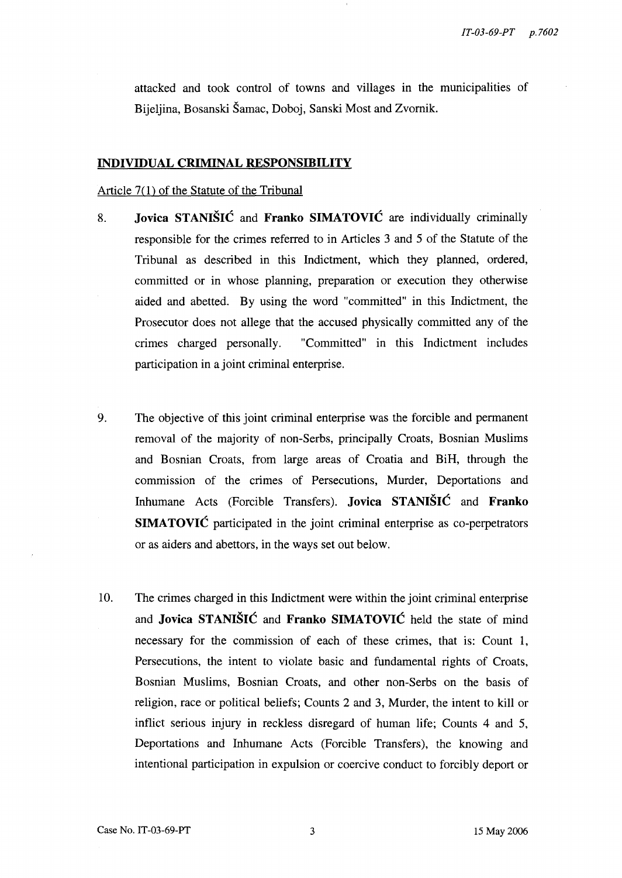attacked and took control of towns and villages in the municipalities of Bijeljina, Bosanski Šamac, Doboj, Sanski Most and Zvornik.

## INDIVIDUAL CRIMINAL RESPONSIBILITY

Article 7(1) of the Statute of the Tribunal

8. **Jovica STANIŠIĆ** and **Franko SIMATOVIĆ** are individually criminally responsible for the crimes referred to in Articles 3 and 5 of the Statute of the Tribunal as described in this Indictment, which they planned, ordered, committed or in whose planning, preparation or execution they otherwise aided and abetted. By using the word "committed" in this Indictment, the Prosecutor does not allege that the accused physically committed any of the crimes charged personally. "Committed" in this Indictment includes participation in a joint criminal enterprise.

9. The objective of this joint criminal enterprise was the forcible and permanent removal of the majority of non-Serbs, principally Croats, Bosnian Muslims and Bosnian Croats, from large areas of Croatia and BiH, through the commission of the crimes of Persecutions, Murder, Deportations and Inhumane Acts (Forcible Transfers). **Jovica STANIŠIĆ** and **Franko SIMATOVIĆ** participated in the joint criminal enterprise as co-perpetrators or as aiders and abettors, in the ways set out below.

10. The crimes charged in this Indictment were within the joint criminal enterprise and **Jovica STANIŠIĆ** and **Franko SIMATOVIĆ** held the state of mind necessary for the commission of each of these crimes, that is: Count 1, Persecutions, the intent to violate basic and fundamental rights of Croats, Bosnian Muslims, Bosnian Croats, and other non-Serbs on the basis of religion, race or political beliefs; Counts 2 and 3, Murder, the intent to kill or inflict serious injury in reckless disregard of human life; Counts 4 and 5, Deportations and Inhumane Acts (Forcible Transfers), the knowing and intentional participation in expulsion or coercive conduct to forcibly deport or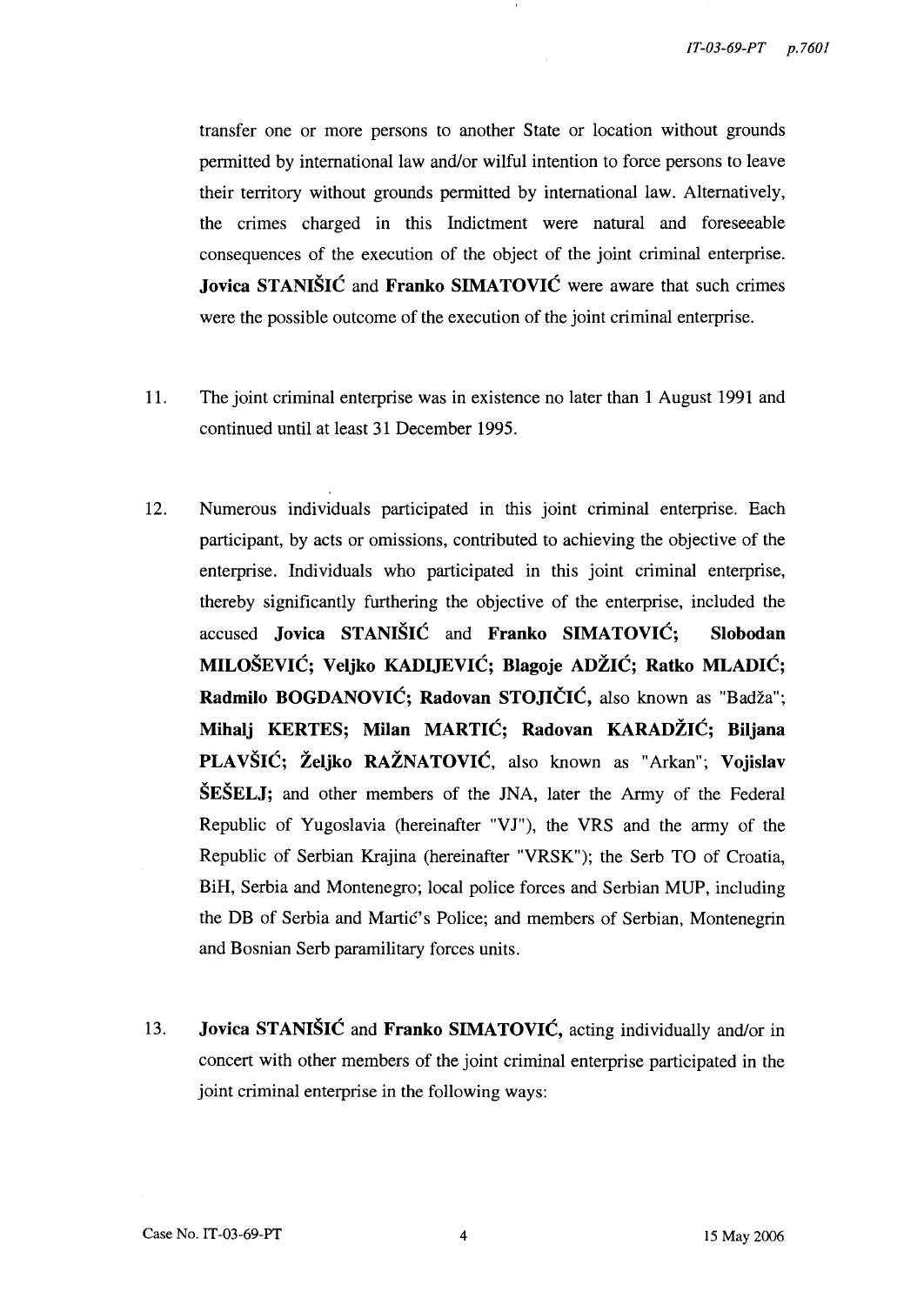transfer one or more persons to another State or location without grounds permitted by international law and/or wilful intention to force persons to leave their territory without grounds permitted by international law. Alternatively, the crimes charged in this Indictment were natural and foreseeable consequences of the execution of the object of the joint criminal enterprise. **Jovica STANIŠIĆ** and **Franko SIMATOVIĆ** were aware that such crimes were the possible outcome of the execution of the joint criminal enterprise.

11. The joint criminal enterprise was in existence no later than 1 August 1991 and continued until at least 31 December 1995.

12. Numerous individuals participated in this joint criminal enterprise. Each participant, by acts or omissions, contributed to achieving the objective of the enterprise. Individuals who participated in this joint criminal enterprise, thereby significantly furthering the objective of the enterprise, included the accused **Jovica STANIŠIĆ** and **Franko SIMATOVIĆ; Slobodan MILOŠEVIĆ; Veljko KADIJEVIĆ; Blagoje ADŽIĆ; Ratko MLADIĆ; Radmilo BOGDANOVIĆ; Radovan STOJIČIĆ,** also known as "Badža"; **Mihalj KERTES; Milan MARTIĆ; Radovan KARADŽIĆ; Biljana PLAVŠIĆ; Željko RAŽNATOVIĆ,** also known as "Arkan"; **Vojislav ŠEŠELJ;** and other members of the JNA, later the Army of the Federal Republic of Yugoslavia (hereinafter "VJ"), the VRS and the army of the Republic of Serbian Krajina (hereinafter "VRSK"); the Serb TO of Croatia, BiH, Serbia and Montenegro; local police forces and Serbian MUP, including the DB of Serbia and Martić's Police; and members of Serbian, Montenegrin and Bosnian Serb paramilitary forces units.

13. **Jovica STANIŠIĆ** and **Franko SIMATOVIĆ,** acting individually and/or in concert with other members of the joint criminal enterprise participated in the joint criminal enterprise in the following ways: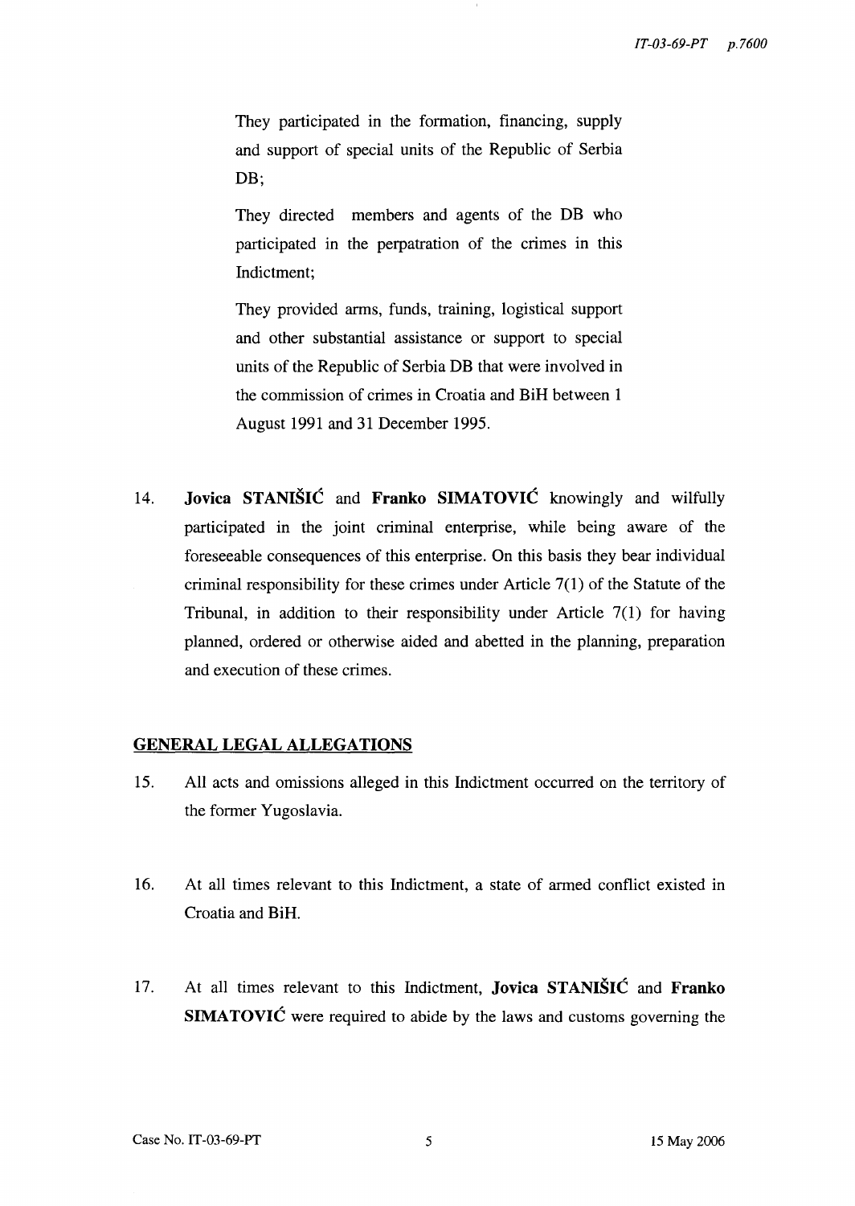They participated in the formation, financing, supply and support of special units of the Republic of Serbia DB;

They directed members and agents of the DB who participated in the perpatration of the crimes in this Indictment;

They provided arms, funds, training, logistical support and other substantial assistance or support to special units of the Republic of Serbia DB that were involved in the commission of crimes in Croatia and BiH between 1 August 1991 and 31 December 1995.

14. **Jovica STANIŠIĆ** and **Franko SIMATOVIĆ** knowingly and wilfully participated in the joint criminal enterprise, while being aware of the foreseeable consequences of this enterprise. On this basis they bear individual criminal responsibility for these crimes under Article 7(1) of the Statute of the Tribunal, in addition to their responsibility under Article 7(1) for having planned, ordered or otherwise aided and abetted in the planning, preparation and execution of these crimes.

## GENERAL LEGAL ALLEGATIONS

15. All acts and omissions alleged in this Indictment occurred on the territory of the former Yugoslavia.

16. At all times relevant to this Indictment, a state of armed conflict existed in Croatia and BiH.

17. At all times relevant to this Indictment, **Jovica STANIŠIĆ** and **Franko SIMATOVIĆ** were required to abide by the laws and customs governing the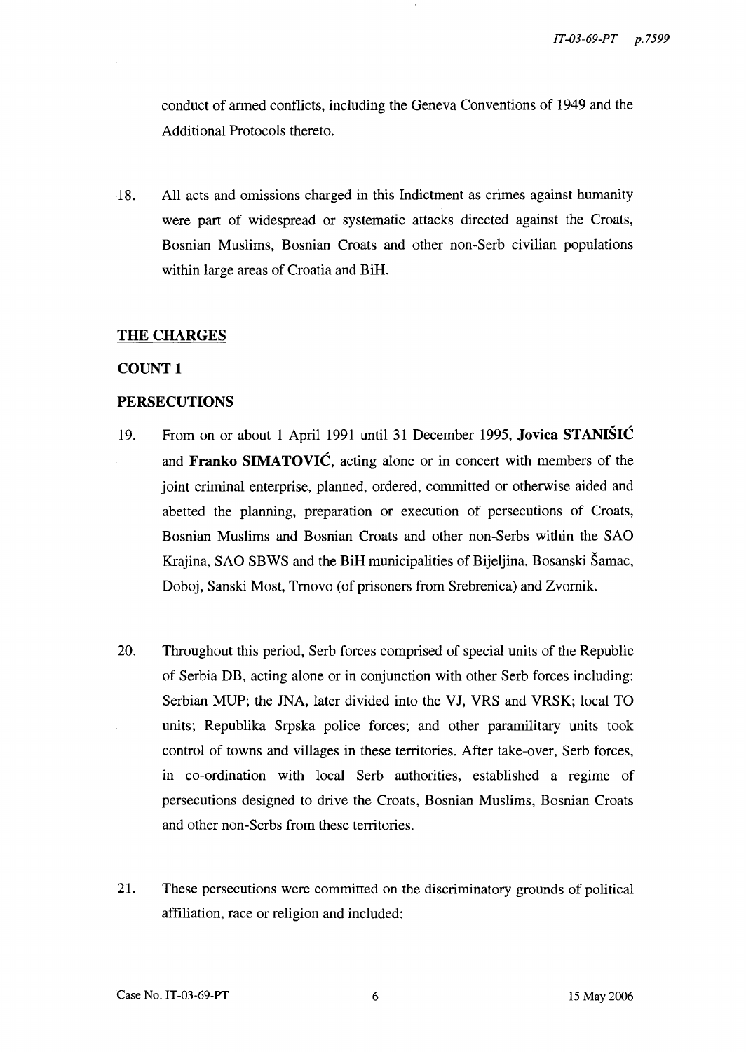conduct of armed conflicts, including the Geneva Conventions of 1949 and the Additional Protocols thereto.

18. All acts and omissions charged in this Indictment as crimes against humanity were part of widespread or systematic attacks directed against the Croats, Bosnian Muslims, Bosnian Croats and other non-Serb civilian populations within large areas of Croatia and BiH.

## THE CHARGES

### COUNT 1

### PERSECUTIONS

19. From on or about 1 April 1991 until 31 December 1995, **Jovica STANIŠIĆ** and **Franko SIMATOVIĆ**, acting alone or in concert with members of the joint criminal enterprise, planned, ordered, committed or otherwise aided and abetted the planning, preparation or execution of persecutions of Croats, Bosnian Muslims and Bosnian Croats and other non-Serbs within the SAO Krajina, SAO SBWS and the BiH municipalities of Bijeljina, Bosanski Šamac, Doboj, Sanski Most, Trnovo (of prisoners from Srebrenica) and Zvornik.

20. Throughout this period, Serb forces comprised of special units of the Republic of Serbia DB, acting alone or in conjunction with other Serb forces including: Serbian MUP; the JNA, later divided into the VJ, VRS and VRSK; local TO units; Republika Srpska police forces; and other paramilitary units took control of towns and villages in these territories. After take-over, Serb forces, in co-ordination with local Serb authorities, established a regime of persecutions designed to drive the Croats, Bosnian Muslims, Bosnian Croats and other non-Serbs from these territories.

21. These persecutions were committed on the discriminatory grounds of political affiliation, race or religion and included: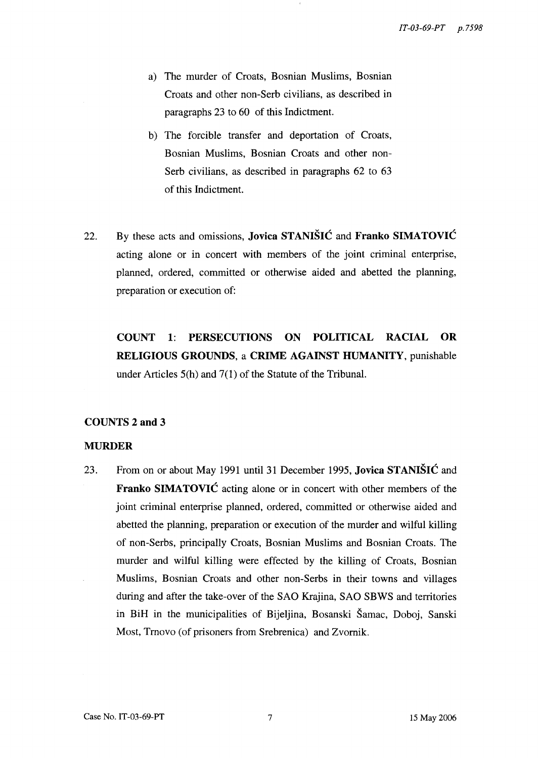a) The murder of Croats, Bosnian Muslims, Bosnian Croats and other non-Serb civilians, as described in paragraphs 23 to 60 of this Indictment.

b) The forcible transfer and deportation of Croats, Bosnian Muslims, Bosnian Croats and other non-Serb civilians, as described in paragraphs 62 to 63 of this Indictment.

22. By these acts and omissions, **Jovica STANIŠIĆ** and **Franko SIMATOVIĆ** acting alone or in concert with members of the joint criminal enterprise, planned, ordered, committed or otherwise aided and abetted the planning, preparation or execution of:

**COUNT 1: PERSECUTIONS ON POLITICAL RACIAL OR RELIGIOUS GROUNDS**, a **CRIME AGAINST HUMANITY**, punishable under Articles 5(h) and 7(1) of the Statute of the Tribunal.

**COUNTS 2 and 3**

**MURDER**

23. From on or about May 1991 until 31 December 1995, **Jovica STANIŠIĆ** and **Franko SIMATOVIĆ** acting alone or in concert with other members of the joint criminal enterprise planned, ordered, committed or otherwise aided and abetted the planning, preparation or execution of the murder and wilful killing of non-Serbs, principally Croats, Bosnian Muslims and Bosnian Croats. The murder and wilful killing were effected by the killing of Croats, Bosnian Muslims, Bosnian Croats and other non-Serbs in their towns and villages during and after the take-over of the SAO Krajina, SAO SBWS and territories in BiH in the municipalities of Bijeljina, Bosanski Šamac, Doboj, Sanski Most, Trnovo (of prisoners from Srebrenica) and Zvornik.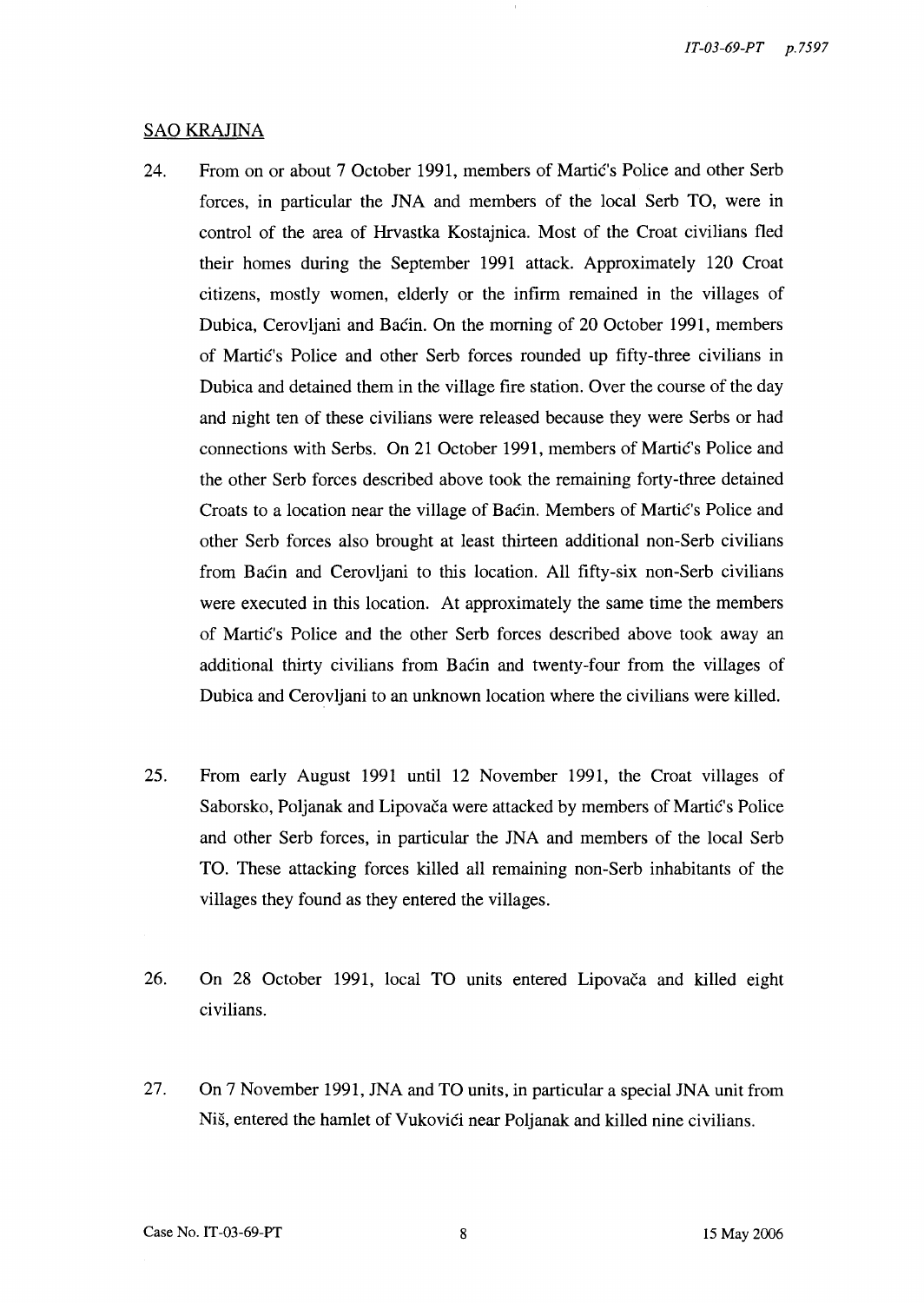SAO KRAJINA

24. From on or about 7 October 1991, members of Martić's Police and other Serb forces, in particular the JNA and members of the local Serb TO, were in control of the area of Hrvastka Kostajnica. Most of the Croat civilians fled their homes during the September 1991 attack. Approximately 120 Croat citizens, mostly women, elderly or the infirm remained in the villages of Dubica, Cerovljani and Baćin. On the morning of 20 October 1991, members of Martić's Police and other Serb forces rounded up fifty-three civilians in Dubica and detained them in the village fire station. Over the course of the day and night ten of these civilians were released because they were Serbs or had connections with Serbs. On 21 October 1991, members of Martić's Police and the other Serb forces described above took the remaining forty-three detained Croats to a location near the village of Baćin. Members of Martić's Police and other Serb forces also brought at least thirteen additional non-Serb civilians from Baćin and Cerovljani to this location. All fifty-six non-Serb civilians were executed in this location. At approximately the same time the members of Martić's Police and the other Serb forces described above took away an additional thirty civilians from Baćin and twenty-four from the villages of Dubica and Cerovljani to an unknown location where the civilians were killed.

25. From early August 1991 until 12 November 1991, the Croat villages of Saborsko, Poljanak and Lipovača were attacked by members of Martić's Police and other Serb forces, in particular the JNA and members of the local Serb TO. These attacking forces killed all remaining non-Serb inhabitants of the villages they found as they entered the villages.

26. On 28 October 1991, local TO units entered Lipovača and killed eight civilians.

27. On 7 November 1991, JNA and TO units, in particular a special JNA unit from Niš, entered the hamlet of Vukovići near Poljanak and killed nine civilians.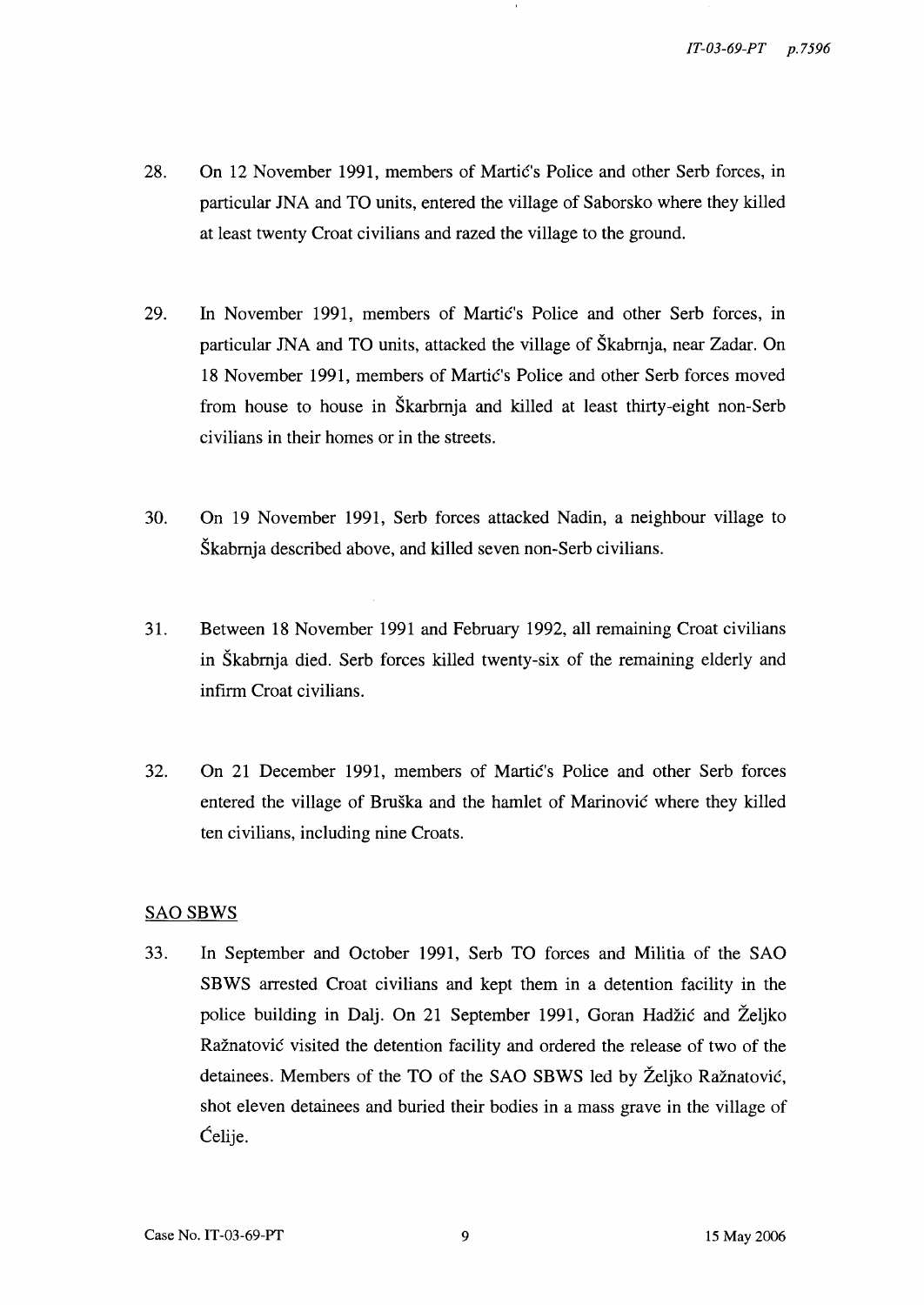28. On 12 November 1991, members of Martić's Police and other Serb forces, in particular JNA and TO units, entered the village of Saborsko where they killed at least twenty Croat civilians and razed the village to the ground.

29. In November 1991, members of Martić's Police and other Serb forces, in particular JNA and TO units, attacked the village of Škabrnja, near Zadar. On 18 November 1991, members of Martić's Police and other Serb forces moved from house to house in Škarbrnja and killed at least thirty-eight non-Serb civilians in their homes or in the streets.

30. On 19 November 1991, Serb forces attacked Nadin, a neighbour village to Škabrnja described above, and killed seven non-Serb civilians.

31. Between 18 November 1991 and February 1992, all remaining Croat civilians in Škabrnja died. Serb forces killed twenty-six of the remaining elderly and infirm Croat civilians.

32. On 21 December 1991, members of Martić's Police and other Serb forces entered the village of Bruška and the hamlet of Marinović where they killed ten civilians, including nine Croats.

## SAO SBWS

33. In September and October 1991, Serb TO forces and Militia of the SAO SBWS arrested Croat civilians and kept them in a detention facility in the police building in Dalj. On 21 September 1991, Goran Hadžić and Željko Ražnatović visited the detention facility and ordered the release of two of the detainees. Members of the TO of the SAO SBWS led by Željko Ražnatović, shot eleven detainees and buried their bodies in a mass grave in the village of Ćelije.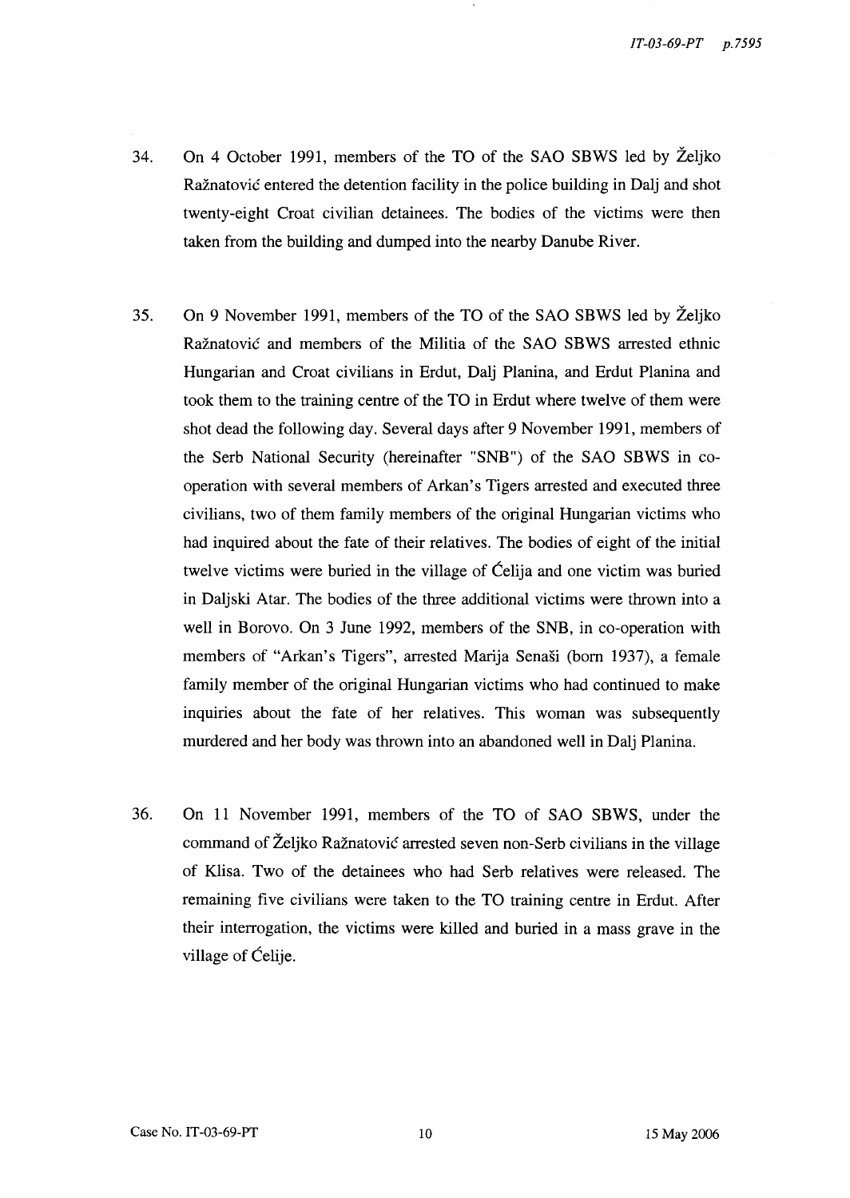34. On 4 October 1991, members of the TO of the SAO SBWS led by Željko Ražnatović entered the detention facility in the police building in Dalj and shot twenty-eight Croat civilian detainees. The bodies of the victims were then taken from the building and dumped into the nearby Danube River.

35. On 9 November 1991, members of the TO of the SAO SBWS led by Željko Ražnatović and members of the Militia of the SAO SBWS arrested ethnic Hungarian and Croat civilians in Erdut, Dalj Planina, and Erdut Planina and took them to the training centre of the TO in Erdut where twelve of them were shot dead the following day. Several days after 9 November 1991, members of the Serb National Security (hereinafter "SNB") of the SAO SBWS in co-operation with several members of Arkan's Tigers arrested and executed three civilians, two of them family members of the original Hungarian victims who had inquired about the fate of their relatives. The bodies of eight of the initial twelve victims were buried in the village of Ćelija and one victim was buried in Daljski Atar. The bodies of the three additional victims were thrown into a well in Borovo. On 3 June 1992, members of the SNB, in co-operation with members of "Arkan's Tigers", arrested Marija Senaši (born 1937), a female family member of the original Hungarian victims who had continued to make inquiries about the fate of her relatives. This woman was subsequently murdered and her body was thrown into an abandoned well in Dalj Planina.

36. On 11 November 1991, members of the TO of SAO SBWS, under the command of Željko Ražnatović arrested seven non-Serb civilians in the village of Klisa. Two of the detainees who had Serb relatives were released. The remaining five civilians were taken to the TO training centre in Erdut. After their interrogation, the victims were killed and buried in a mass grave in the village of Ćelije.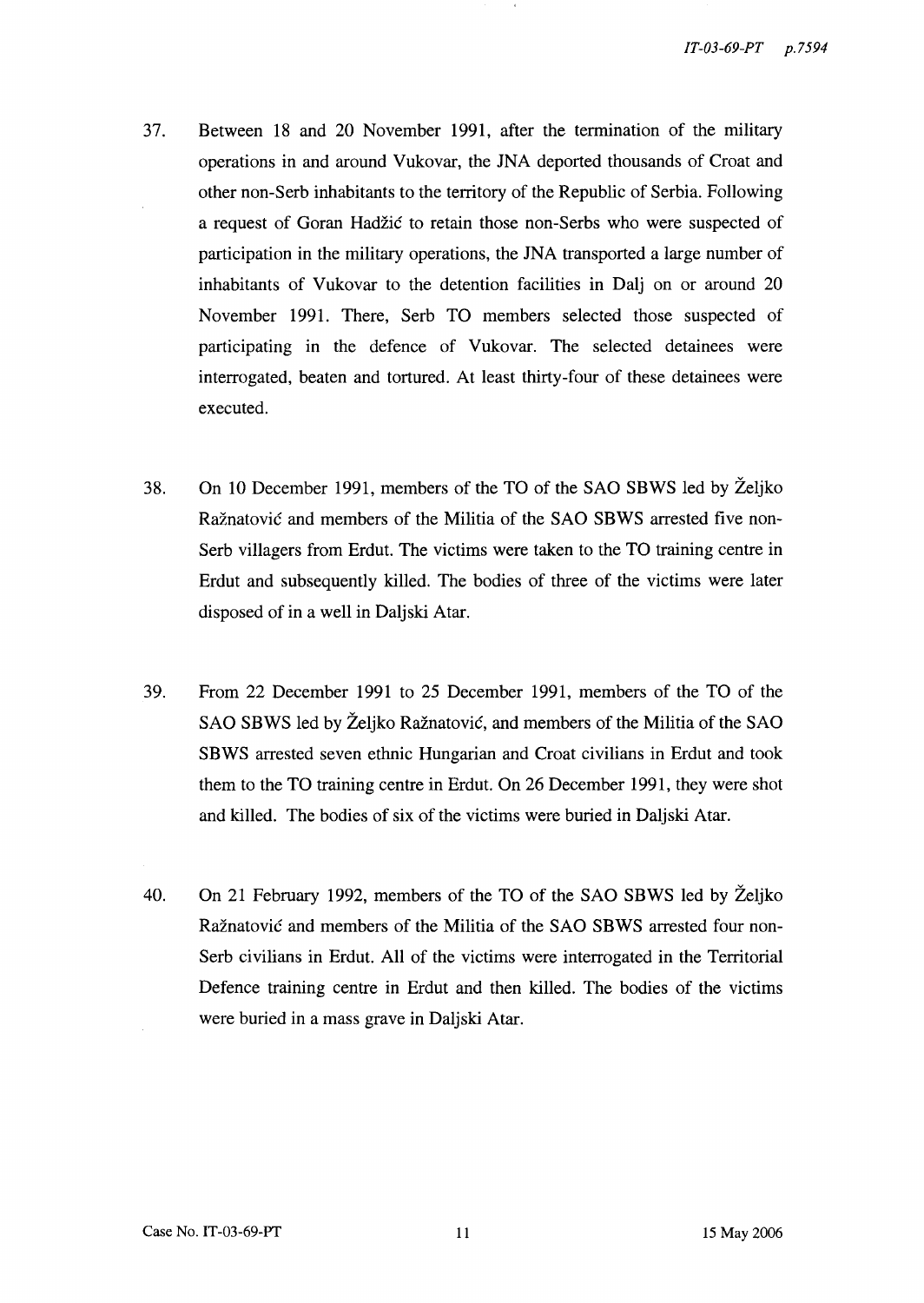37. Between 18 and 20 November 1991, after the termination of the military operations in and around Vukovar, the JNA deported thousands of Croat and other non-Serb inhabitants to the territory of the Republic of Serbia. Following a request of Goran Hadžić to retain those non-Serbs who were suspected of participation in the military operations, the JNA transported a large number of inhabitants of Vukovar to the detention facilities in Dalj on or around 20 November 1991. There, Serb TO members selected those suspected of participating in the defence of Vukovar. The selected detainees were interrogated, beaten and tortured. At least thirty-four of these detainees were executed.

38. On 10 December 1991, members of the TO of the SAO SBWS led by Željko Ražnatović and members of the Militia of the SAO SBWS arrested five non-Serb villagers from Erdut. The victims were taken to the TO training centre in Erdut and subsequently killed. The bodies of three of the victims were later disposed of in a well in Daljski Atar.

39. From 22 December 1991 to 25 December 1991, members of the TO of the SAO SBWS led by Željko Ražnatović, and members of the Militia of the SAO SBWS arrested seven ethnic Hungarian and Croat civilians in Erdut and took them to the TO training centre in Erdut. On 26 December 1991, they were shot and killed. The bodies of six of the victims were buried in Daljski Atar.

40. On 21 February 1992, members of the TO of the SAO SBWS led by Željko Ražnatović and members of the Militia of the SAO SBWS arrested four non-Serb civilians in Erdut. All of the victims were interrogated in the Territorial Defence training centre in Erdut and then killed. The bodies of the victims were buried in a mass grave in Daljski Atar.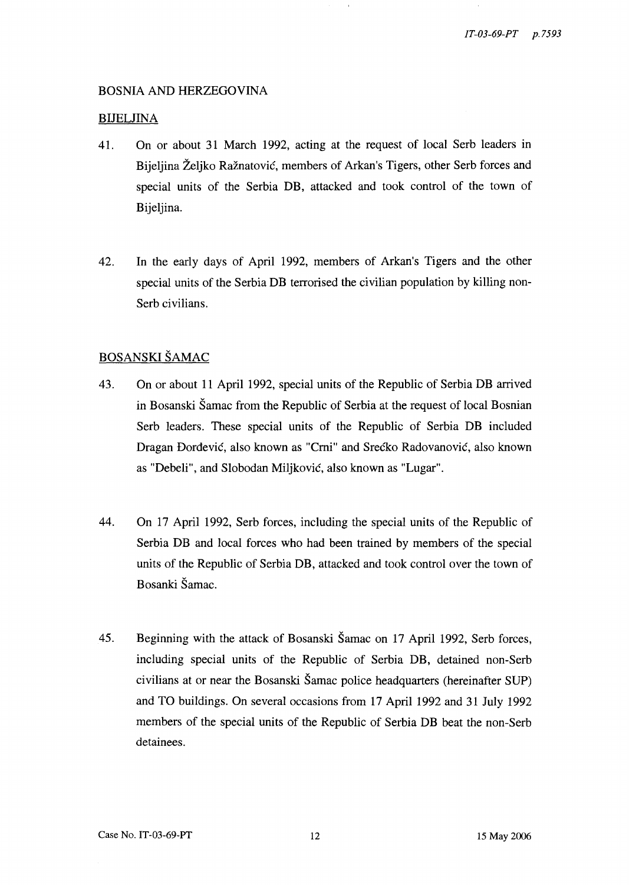## BOSNIA AND HERZEGOVINA

### BIJELJINA

41. On or about 31 March 1992, acting at the request of local Serb leaders in Bijeljina Željko Ražnatović, members of Arkan's Tigers, other Serb forces and special units of the Serbia DB, attacked and took control of the town of Bijeljina.

42. In the early days of April 1992, members of Arkan's Tigers and the other special units of the Serbia DB terrorised the civilian population by killing non-Serb civilians.

### BOSANSKI ŠAMAC

43. On or about 11 April 1992, special units of the Republic of Serbia DB arrived in Bosanski Šamac from the Republic of Serbia at the request of local Bosnian Serb leaders. These special units of the Republic of Serbia DB included Dragan Đorđević, also known as "Crni" and Srećko Radovanović, also known as "Debeli", and Slobodan Miljković, also known as "Lugar".

44. On 17 April 1992, Serb forces, including the special units of the Republic of Serbia DB and local forces who had been trained by members of the special units of the Republic of Serbia DB, attacked and took control over the town of Bosanki Šamac.

45. Beginning with the attack of Bosanski Šamac on 17 April 1992, Serb forces, including special units of the Republic of Serbia DB, detained non-Serb civilians at or near the Bosanski Šamac police headquarters (hereinafter SUP) and TO buildings. On several occasions from 17 April 1992 and 31 July 1992 members of the special units of the Republic of Serbia DB beat the non-Serb detainees.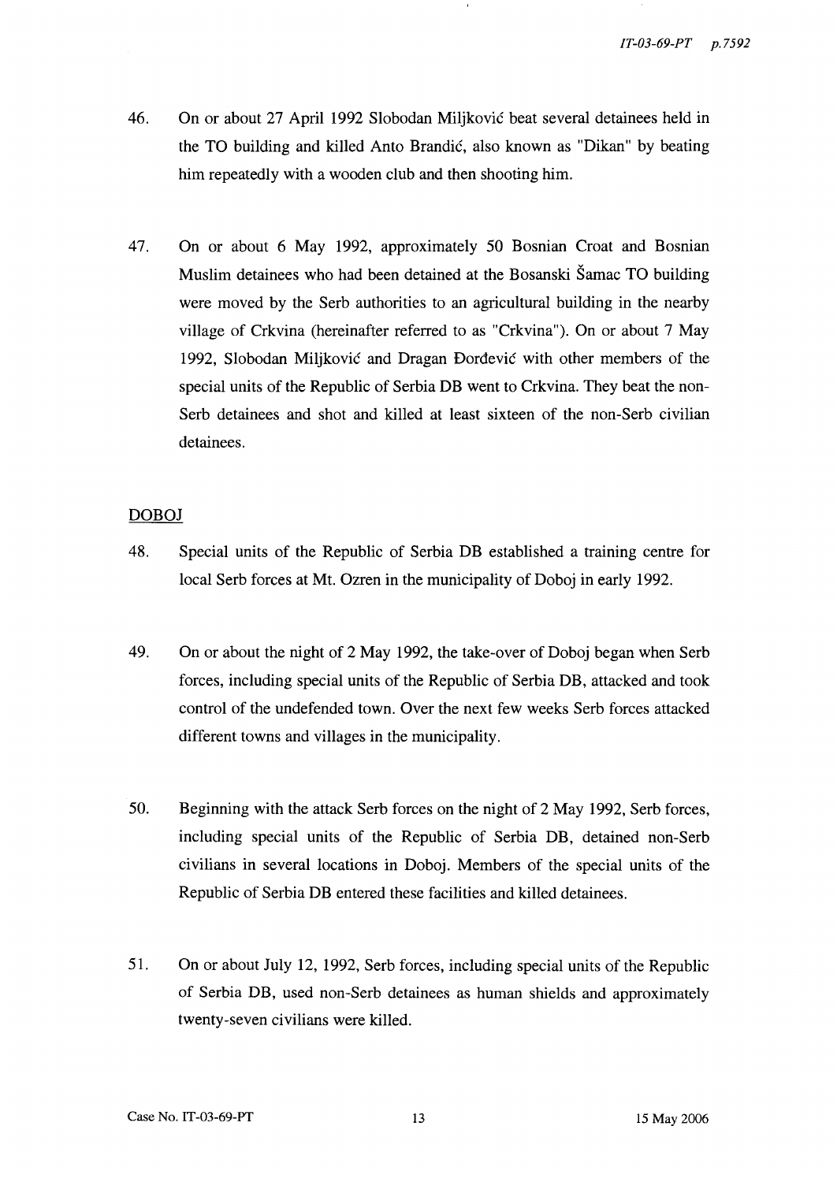46. On or about 27 April 1992 Slobodan Miljković beat several detainees held in the TO building and killed Anto Brandić, also known as "Dikan" by beating him repeatedly with a wooden club and then shooting him.

47. On or about 6 May 1992, approximately 50 Bosnian Croat and Bosnian Muslim detainees who had been detained at the Bosanski Šamac TO building were moved by the Serb authorities to an agricultural building in the nearby village of Crkvina (hereinafter referred to as "Crkvina"). On or about 7 May 1992, Slobodan Miljković and Dragan Đorđević with other members of the special units of the Republic of Serbia DB went to Crkvina. They beat the non-Serb detainees and shot and killed at least sixteen of the non-Serb civilian detainees.

## DOBOJ

48. Special units of the Republic of Serbia DB established a training centre for local Serb forces at Mt. Ozren in the municipality of Doboj in early 1992.

49. On or about the night of 2 May 1992, the take-over of Doboj began when Serb forces, including special units of the Republic of Serbia DB, attacked and took control of the undefended town. Over the next few weeks Serb forces attacked different towns and villages in the municipality.

50. Beginning with the attack Serb forces on the night of 2 May 1992, Serb forces, including special units of the Republic of Serbia DB, detained non-Serb civilians in several locations in Doboj. Members of the special units of the Republic of Serbia DB entered these facilities and killed detainees.

51. On or about July 12, 1992, Serb forces, including special units of the Republic of Serbia DB, used non-Serb detainees as human shields and approximately twenty-seven civilians were killed.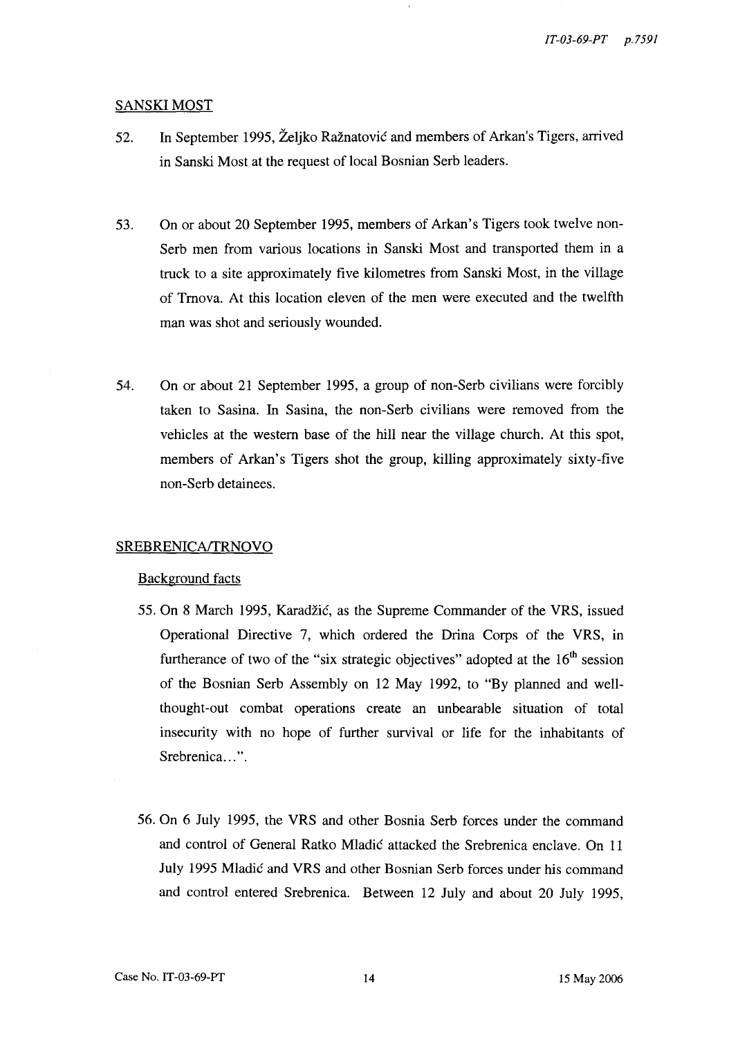## SANSKI MOST

52. In September 1995, Željko Ražnatović and members of Arkan's Tigers, arrived in Sanski Most at the request of local Bosnian Serb leaders.

53. On or about 20 September 1995, members of Arkan's Tigers took twelve non-Serb men from various locations in Sanski Most and transported them in a truck to a site approximately five kilometres from Sanski Most, in the village of Trnova. At this location eleven of the men were executed and the twelfth man was shot and seriously wounded.

54. On or about 21 September 1995, a group of non-Serb civilians were forcibly taken to Sasina. In Sasina, the non-Serb civilians were removed from the vehicles at the western base of the hill near the village church. At this spot, members of Arkan's Tigers shot the group, killing approximately sixty-five non-Serb detainees.

## SREBRENICA/TRNOVO

### Background facts

55. On 8 March 1995, Karadžić, as the Supreme Commander of the VRS, issued Operational Directive 7, which ordered the Drina Corps of the VRS, in furtherance of two of the "six strategic objectives" adopted at the 16th session of the Bosnian Serb Assembly on 12 May 1992, to "By planned and well-thought-out combat operations create an unbearable situation of total insecurity with no hope of further survival or life for the inhabitants of Srebrenica…".

56. On 6 July 1995, the VRS and other Bosnia Serb forces under the command and control of General Ratko Mladić attacked the Srebrenica enclave. On 11 July 1995 Mladić and VRS and other Bosnian Serb forces under his command and control entered Srebrenica. Between 12 July and about 20 July 1995,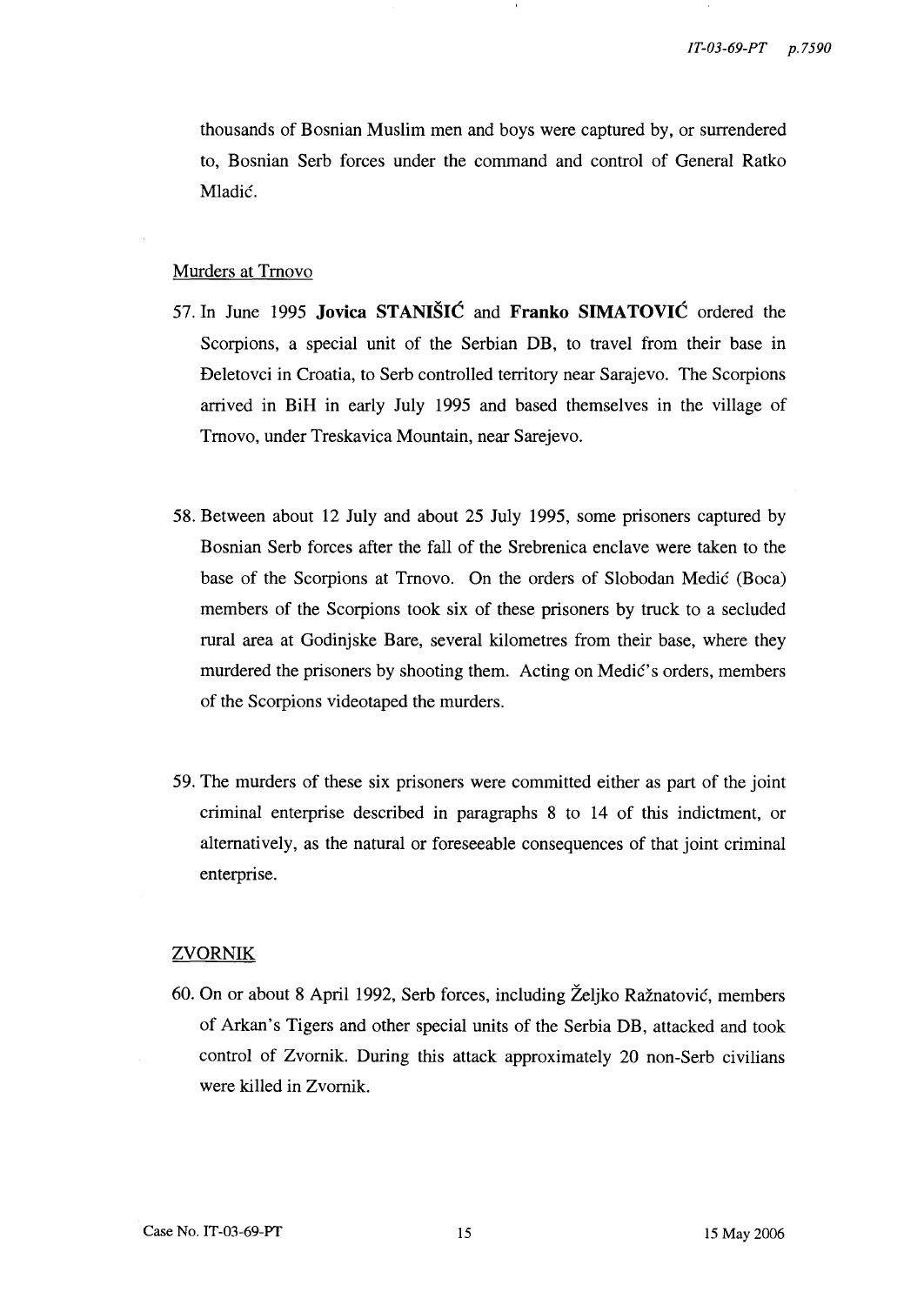thousands of Bosnian Muslim men and boys were captured by, or surrendered to, Bosnian Serb forces under the command and control of General Ratko Mladić.

Murders at Trnovo

57. In June 1995 **Jovica STANIŠIĆ** and **Franko SIMATOVIĆ** ordered the Scorpions, a special unit of the Serbian DB, to travel from their base in Đeletovci in Croatia, to Serb controlled territory near Sarajevo. The Scorpions arrived in BiH in early July 1995 and based themselves in the village of Trnovo, under Treskavica Mountain, near Sarejevo.

58. Between about 12 July and about 25 July 1995, some prisoners captured by Bosnian Serb forces after the fall of the Srebrenica enclave were taken to the base of the Scorpions at Trnovo. On the orders of Slobodan Medić (Boca) members of the Scorpions took six of these prisoners by truck to a secluded rural area at Godinjske Bare, several kilometres from their base, where they murdered the prisoners by shooting them. Acting on Medić's orders, members of the Scorpions videotaped the murders.

59. The murders of these six prisoners were committed either as part of the joint criminal enterprise described in paragraphs 8 to 14 of this indictment, or alternatively, as the natural or foreseeable consequences of that joint criminal enterprise.

ZVORNIK

60. On or about 8 April 1992, Serb forces, including Željko Ražnatović, members of Arkan's Tigers and other special units of the Serbia DB, attacked and took control of Zvornik. During this attack approximately 20 non-Serb civilians were killed in Zvornik.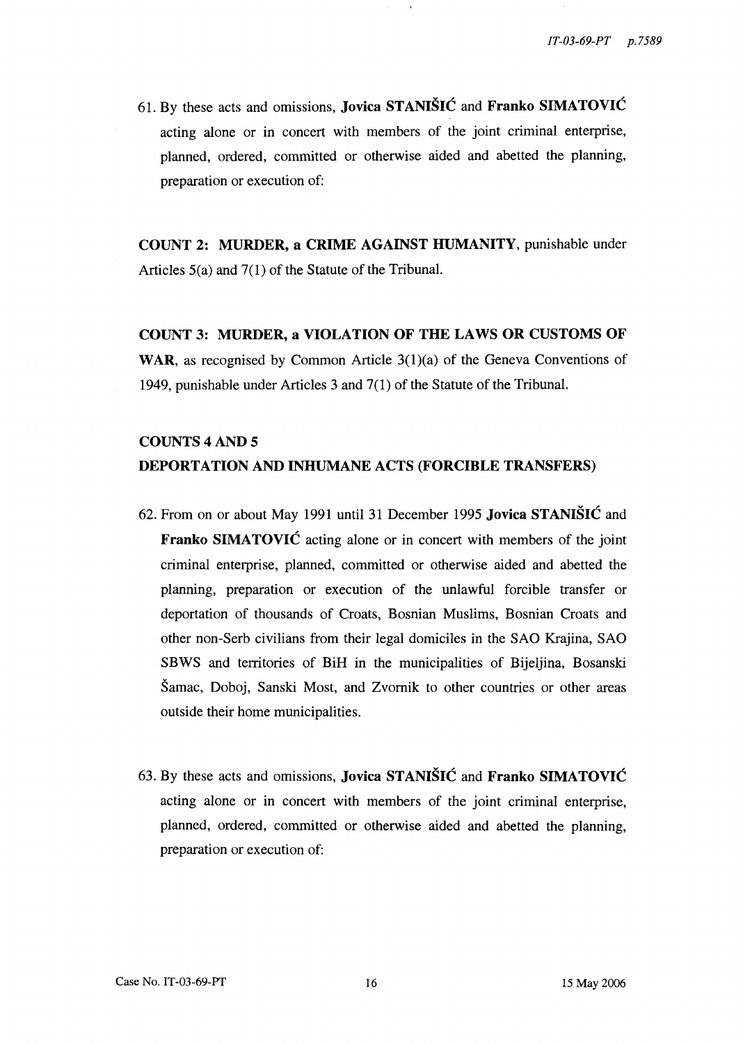61. By these acts and omissions, **Jovica STANIŠIĆ** and **Franko SIMATOVIĆ** acting alone or in concert with members of the joint criminal enterprise, planned, ordered, committed or otherwise aided and abetted the planning, preparation or execution of:

**COUNT 2: MURDER, a CRIME AGAINST HUMANITY**, punishable under Articles 5(a) and 7(1) of the Statute of the Tribunal.

**COUNT 3: MURDER, a VIOLATION OF THE LAWS OR CUSTOMS OF WAR**, as recognised by Common Article 3(1)(a) of the Geneva Conventions of 1949, punishable under Articles 3 and 7(1) of the Statute of the Tribunal.

## COUNTS 4 AND 5

## DEPORTATION AND INHUMANE ACTS (FORCIBLE TRANSFERS)

62. From on or about May 1991 until 31 December 1995 **Jovica STANIŠIĆ** and **Franko SIMATOVIĆ** acting alone or in concert with members of the joint criminal enterprise, planned, committed or otherwise aided and abetted the planning, preparation or execution of the unlawful forcible transfer or deportation of thousands of Croats, Bosnian Muslims, Bosnian Croats and other non-Serb civilians from their legal domiciles in the SAO Krajina, SAO SBWS and territories of BiH in the municipalities of Bijeljina, Bosanski Šamac, Doboj, Sanski Most, and Zvornik to other countries or other areas outside their home municipalities.

63. By these acts and omissions, **Jovica STANIŠIĆ** and **Franko SIMATOVIĆ** acting alone or in concert with members of the joint criminal enterprise, planned, ordered, committed or otherwise aided and abetted the planning, preparation or execution of: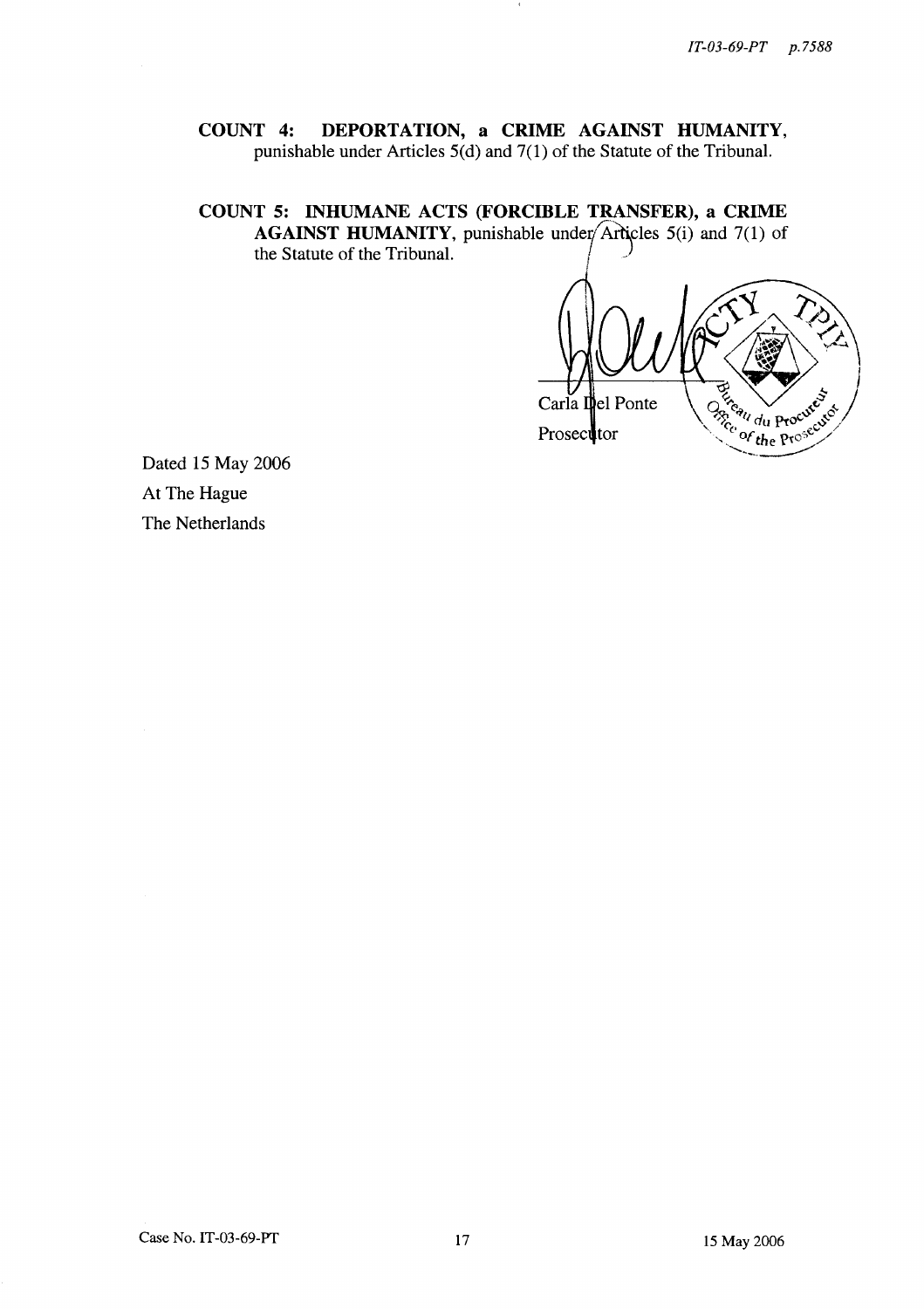**COUNT 4: DEPORTATION, a CRIME AGAINST HUMANITY,** punishable under Articles 5(d) and 7(1) of the Statute of the Tribunal.

**COUNT 5: INHUMANE ACTS (FORCIBLE TRANSFER), a CRIME AGAINST HUMANITY,** punishable under Articles 5(i) and 7(1) of the Statute of the Tribunal.

Carla Del Ponte
Prosecutor

ICTY TPIY
Bureau du Procureur
Office of the Prosecutor

Dated 15 May 2006
At The Hague
The Netherlands